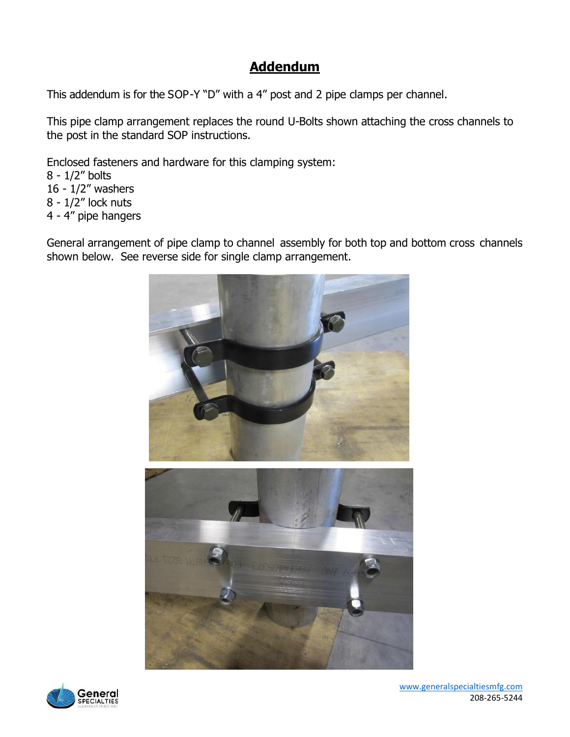# **Addendum**

This addendum is for the SOP-Y "D" with a 4" post and 2 pipe clamps per channel.

This pipe clamp arrangement replaces the round U-Bolts shown attaching the cross channels to the post in the standard SOP instructions.

Enclosed fasteners and hardware for this clamping system:
8 - 1/2" bolts
16 - 1/2" washers
8 - 1/2" lock nuts
4 - 4" pipe hangers

General arrangement of pipe clamp to channel assembly for both top and bottom cross channels shown below. See reverse side for single clamp arrangement.

www.generalspecialtiesmfg.com
208-265-5244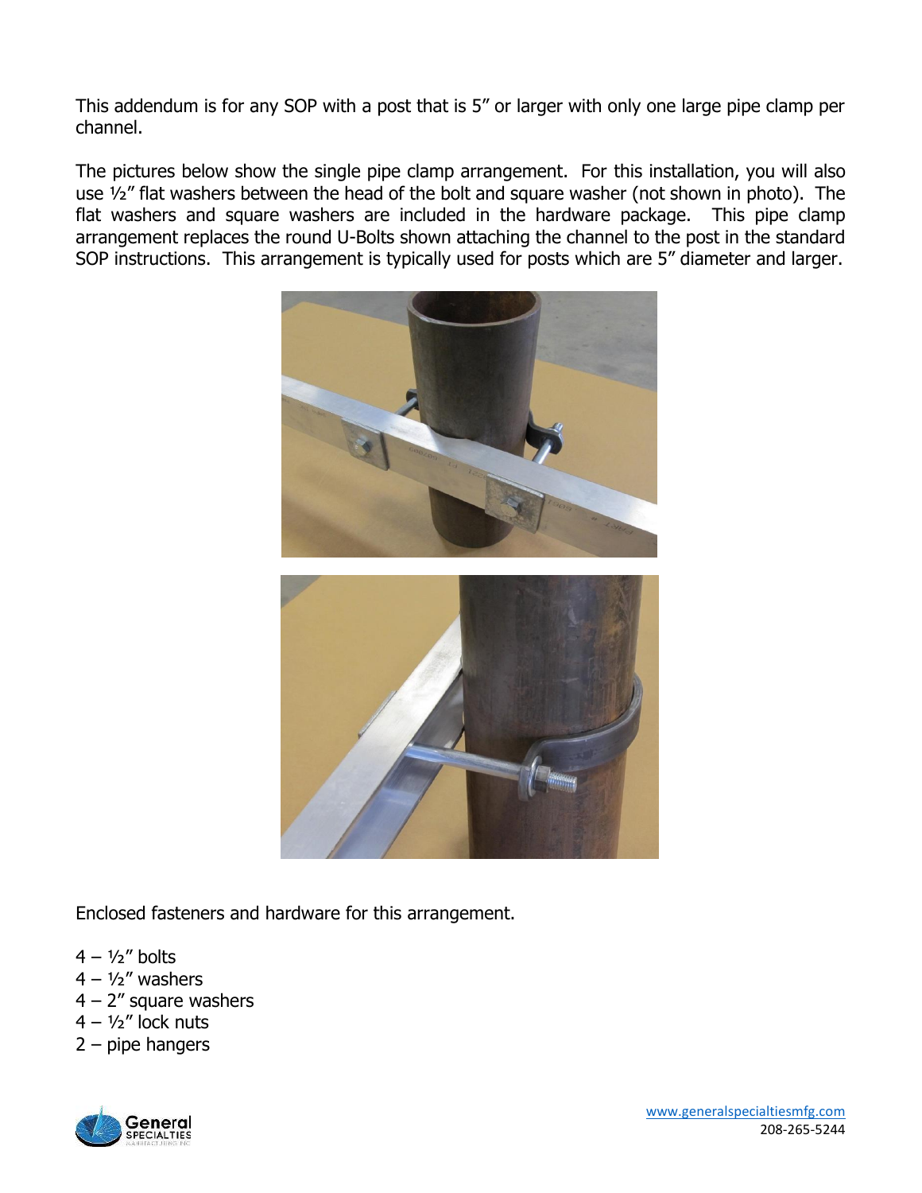This addendum is for any SOP with a post that is 5" or larger with only one large pipe clamp per channel.

The pictures below show the single pipe clamp arrangement. For this installation, you will also use ½" flat washers between the head of the bolt and square washer (not shown in photo). The flat washers and square washers are included in the hardware package. This pipe clamp arrangement replaces the round U-Bolts shown attaching the channel to the post in the standard SOP instructions. This arrangement is typically used for posts which are 5" diameter and larger.

Enclosed fasteners and hardware for this arrangement.

4 – ½" bolts
4 – ½" washers
4 – 2" square washers
4 – ½" lock nuts
2 – pipe hangers

www.generalspecialtiesmfg.com
208-265-5244